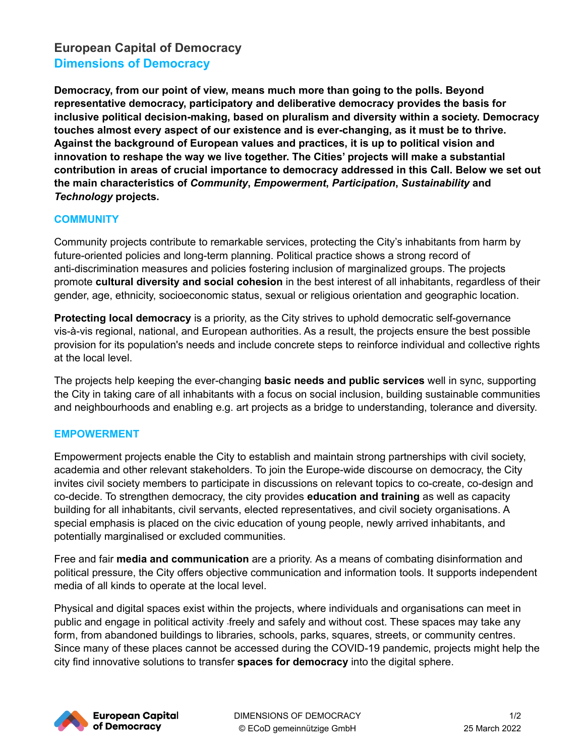# European Capital of Democracy
## Dimensions of Democracy

**Democracy, from our point of view, means much more than going to the polls. Beyond representative democracy, participatory and deliberative democracy provides the basis for inclusive political decision-making, based on pluralism and diversity within a society. Democracy touches almost every aspect of our existence and is ever-changing, as it must be to thrive. Against the background of European values and practices, it is up to political vision and innovation to reshape the way we live together. The Cities' projects will make a substantial contribution in areas of crucial importance to democracy addressed in this Call. Below we set out the main characteristics of *Community*, *Empowerment*, *Participation*, *Sustainability* and *Technology* projects.**

### COMMUNITY

Community projects contribute to remarkable services, protecting the City's inhabitants from harm by future-oriented policies and long-term planning. Political practice shows a strong record of anti-discrimination measures and policies fostering inclusion of marginalized groups. The projects promote **cultural diversity and social cohesion** in the best interest of all inhabitants, regardless of their gender, age, ethnicity, socioeconomic status, sexual or religious orientation and geographic location.

**Protecting local democracy** is a priority, as the City strives to uphold democratic self-governance vis-à-vis regional, national, and European authorities. As a result, the projects ensure the best possible provision for its population's needs and include concrete steps to reinforce individual and collective rights at the local level.

The projects help keeping the ever-changing **basic needs and public services** well in sync, supporting the City in taking care of all inhabitants with a focus on social inclusion, building sustainable communities and neighbourhoods and enabling e.g. art projects as a bridge to understanding, tolerance and diversity.

### EMPOWERMENT

Empowerment projects enable the City to establish and maintain strong partnerships with civil society, academia and other relevant stakeholders. To join the Europe-wide discourse on democracy, the City invites civil society members to participate in discussions on relevant topics to co-create, co-design and co-decide. To strengthen democracy, the city provides **education and training** as well as capacity building for all inhabitants, civil servants, elected representatives, and civil society organisations. A special emphasis is placed on the civic education of young people, newly arrived inhabitants, and potentially marginalised or excluded communities.

Free and fair **media and communication** are a priority. As a means of combating disinformation and political pressure, the City offers objective communication and information tools. It supports independent media of all kinds to operate at the local level.

Physical and digital spaces exist within the projects, where individuals and organisations can meet in public and engage in political activity freely and safely and without cost. These spaces may take any form, from abandoned buildings to libraries, schools, parks, squares, streets, or community centres. Since many of these places cannot be accessed during the COVID-19 pandemic, projects might help the city find innovative solutions to transfer **spaces for democracy** into the digital sphere.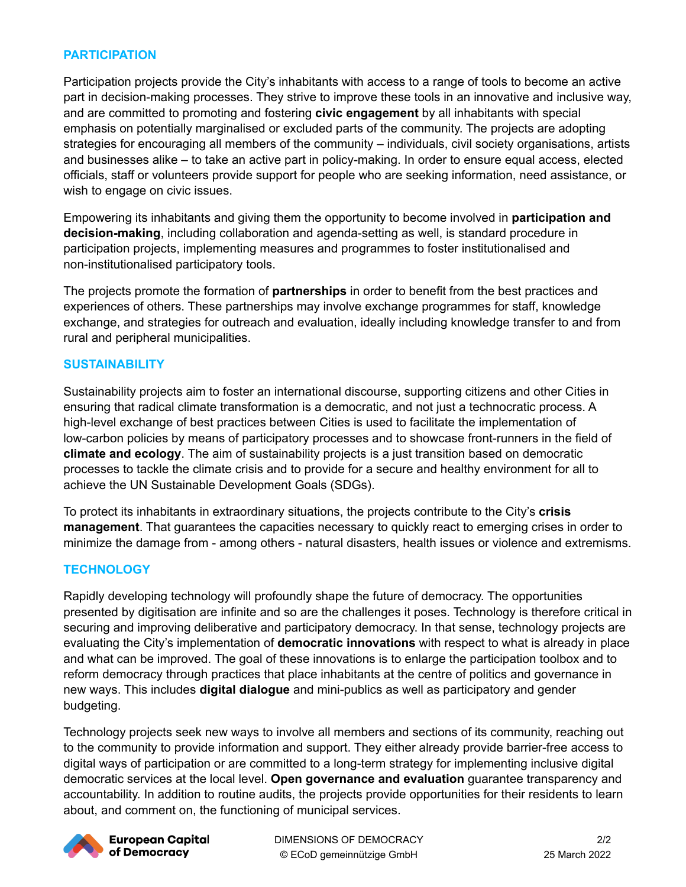## PARTICIPATION

Participation projects provide the City's inhabitants with access to a range of tools to become an active part in decision-making processes. They strive to improve these tools in an innovative and inclusive way, and are committed to promoting and fostering **civic engagement** by all inhabitants with special emphasis on potentially marginalised or excluded parts of the community. The projects are adopting strategies for encouraging all members of the community – individuals, civil society organisations, artists and businesses alike – to take an active part in policy-making. In order to ensure equal access, elected officials, staff or volunteers provide support for people who are seeking information, need assistance, or wish to engage on civic issues.

Empowering its inhabitants and giving them the opportunity to become involved in **participation and decision-making**, including collaboration and agenda-setting as well, is standard procedure in participation projects, implementing measures and programmes to foster institutionalised and non-institutionalised participatory tools.

The projects promote the formation of **partnerships** in order to benefit from the best practices and experiences of others. These partnerships may involve exchange programmes for staff, knowledge exchange, and strategies for outreach and evaluation, ideally including knowledge transfer to and from rural and peripheral municipalities.

## SUSTAINABILITY

Sustainability projects aim to foster an international discourse, supporting citizens and other Cities in ensuring that radical climate transformation is a democratic, and not just a technocratic process. A high-level exchange of best practices between Cities is used to facilitate the implementation of low-carbon policies by means of participatory processes and to showcase front-runners in the field of **climate and ecology**. The aim of sustainability projects is a just transition based on democratic processes to tackle the climate crisis and to provide for a secure and healthy environment for all to achieve the UN Sustainable Development Goals (SDGs).

To protect its inhabitants in extraordinary situations, the projects contribute to the City's **crisis management**. That guarantees the capacities necessary to quickly react to emerging crises in order to minimize the damage from - among others - natural disasters, health issues or violence and extremisms.

## TECHNOLOGY

Rapidly developing technology will profoundly shape the future of democracy. The opportunities presented by digitisation are infinite and so are the challenges it poses. Technology is therefore critical in securing and improving deliberative and participatory democracy. In that sense, technology projects are evaluating the City's implementation of **democratic innovations** with respect to what is already in place and what can be improved. The goal of these innovations is to enlarge the participation toolbox and to reform democracy through practices that place inhabitants at the centre of politics and governance in new ways. This includes **digital dialogue** and mini-publics as well as participatory and gender budgeting.

Technology projects seek new ways to involve all members and sections of its community, reaching out to the community to provide information and support. They either already provide barrier-free access to digital ways of participation or are committed to a long-term strategy for implementing inclusive digital democratic services at the local level. **Open governance and evaluation** guarantee transparency and accountability. In addition to routine audits, the projects provide opportunities for their residents to learn about, and comment on, the functioning of municipal services.